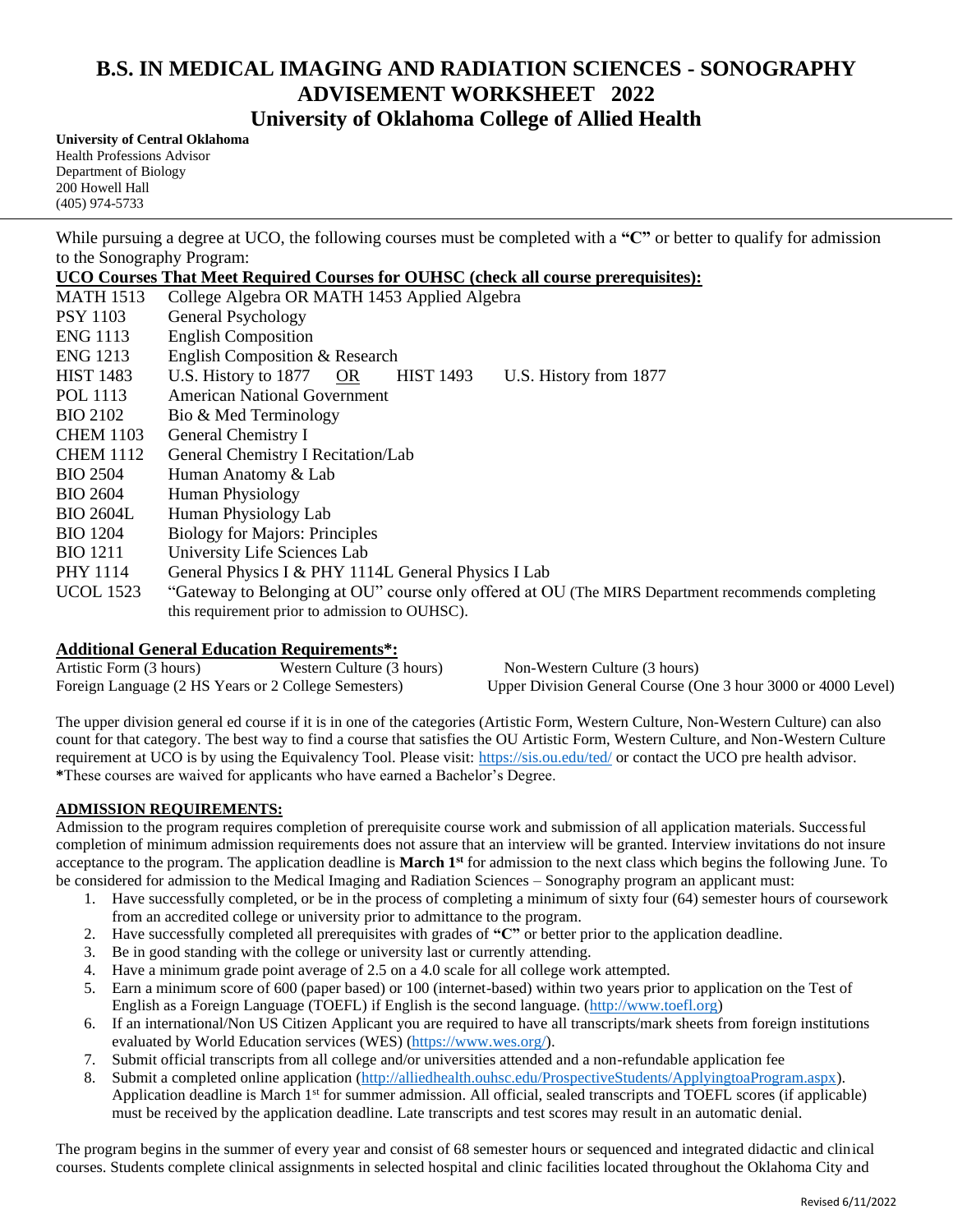# B.S. IN MEDICAL IMAGING AND RADIATION SCIENCES - SONOGRAPHY ADVISEMENT WORKSHEET 2022

## University of Oklahoma College of Allied Health

**University of Central Oklahoma**
Health Professions Advisor
Department of Biology
200 Howell Hall
(405) 974-5733

While pursuing a degree at UCO, the following courses must be completed with a **"C"** or better to qualify for admission to the Sonography Program:

**UCO Courses That Meet Required Courses for OUHSC (check all course prerequisites):**

| | |
|---|---|
| MATH 1513 | College Algebra OR MATH 1453 Applied Algebra |
| PSY 1103 | General Psychology |
| ENG 1113 | English Composition |
| ENG 1213 | English Composition & Research |
| HIST 1483 | U.S. History to 1877 OR HIST 1493 U.S. History from 1877 |
| POL 1113 | American National Government |
| BIO 2102 | Bio & Med Terminology |
| CHEM 1103 | General Chemistry I |
| CHEM 1112 | General Chemistry I Recitation/Lab |
| BIO 2504 | Human Anatomy & Lab |
| BIO 2604 | Human Physiology |
| BIO 2604L | Human Physiology Lab |
| BIO 1204 | Biology for Majors: Principles |
| BIO 1211 | University Life Sciences Lab |
| PHY 1114 | General Physics I & PHY 1114L General Physics I Lab |
| UCOL 1523 | "Gateway to Belonging at OU" course only offered at OU (The MIRS Department recommends completing this requirement prior to admission to OUHSC). |

**Additional General Education Requirements*:**

Artistic Form (3 hours) Western Culture (3 hours) Non-Western Culture (3 hours)
Foreign Language (2 HS Years or 2 College Semesters) Upper Division General Course (One 3 hour 3000 or 4000 Level)

The upper division general ed course if it is in one of the categories (Artistic Form, Western Culture, Non-Western Culture) can also count for that category. The best way to find a course that satisfies the OU Artistic Form, Western Culture, and Non-Western Culture requirement at UCO is by using the Equivalency Tool. Please visit: https://sis.ou.edu/ted/ or contact the UCO pre health advisor.
*These courses are waived for applicants who have earned a Bachelor's Degree.

**ADMISSION REQUIREMENTS:**

Admission to the program requires completion of prerequisite course work and submission of all application materials. Successful completion of minimum admission requirements does not assure that an interview will be granted. Interview invitations do not insure acceptance to the program. The application deadline is **March 1st** for admission to the next class which begins the following June. To be considered for admission to the Medical Imaging and Radiation Sciences – Sonography program an applicant must:

1. Have successfully completed, or be in the process of completing a minimum of sixty four (64) semester hours of coursework from an accredited college or university prior to admittance to the program.
2. Have successfully completed all prerequisites with grades of **"C"** or better prior to the application deadline.
3. Be in good standing with the college or university last or currently attending.
4. Have a minimum grade point average of 2.5 on a 4.0 scale for all college work attempted.
5. Earn a minimum score of 600 (paper based) or 100 (internet-based) within two years prior to application on the Test of English as a Foreign Language (TOEFL) if English is the second language. (http://www.toefl.org)
6. If an international/Non US Citizen Applicant you are required to have all transcripts/mark sheets from foreign institutions evaluated by World Education services (WES) (https://www.wes.org/).
7. Submit official transcripts from all college and/or universities attended and a non-refundable application fee
8. Submit a completed online application (http://alliedhealth.ouhsc.edu/ProspectiveStudents/ApplyingtoaProgram.aspx). Application deadline is March 1st for summer admission. All official, sealed transcripts and TOEFL scores (if applicable) must be received by the application deadline. Late transcripts and test scores may result in an automatic denial.

The program begins in the summer of every year and consist of 68 semester hours or sequenced and integrated didactic and clinical courses. Students complete clinical assignments in selected hospital and clinic facilities located throughout the Oklahoma City and

Revised 6/11/2022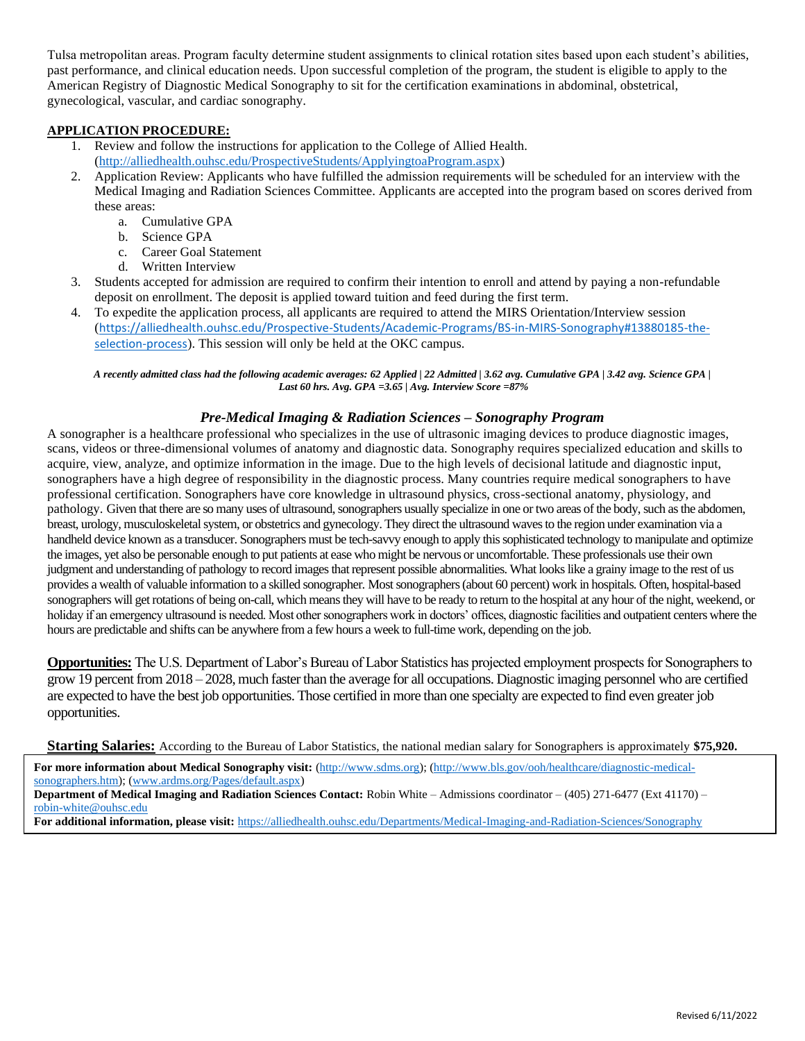Tulsa metropolitan areas. Program faculty determine student assignments to clinical rotation sites based upon each student's abilities, past performance, and clinical education needs. Upon successful completion of the program, the student is eligible to apply to the American Registry of Diagnostic Medical Sonography to sit for the certification examinations in abdominal, obstetrical, gynecological, vascular, and cardiac sonography.

**APPLICATION PROCEDURE:**

1. Review and follow the instructions for application to the College of Allied Health. (http://alliedhealth.ouhsc.edu/ProspectiveStudents/ApplyingtoaProgram.aspx)
2. Application Review: Applicants who have fulfilled the admission requirements will be scheduled for an interview with the Medical Imaging and Radiation Sciences Committee. Applicants are accepted into the program based on scores derived from these areas:
   a. Cumulative GPA
   b. Science GPA
   c. Career Goal Statement
   d. Written Interview
3. Students accepted for admission are required to confirm their intention to enroll and attend by paying a non-refundable deposit on enrollment. The deposit is applied toward tuition and feed during the first term.
4. To expedite the application process, all applicants are required to attend the MIRS Orientation/Interview session (https://alliedhealth.ouhsc.edu/Prospective-Students/Academic-Programs/BS-in-MIRS-Sonography#13880185-the-selection-process). This session will only be held at the OKC campus.

***A recently admitted class had the following academic averages: 62 Applied | 22 Admitted | 3.62 avg. Cumulative GPA | 3.42 avg. Science GPA | Last 60 hrs. Avg. GPA =3.65 | Avg. Interview Score =87%***

## *Pre-Medical Imaging & Radiation Sciences – Sonography Program*

A sonographer is a healthcare professional who specializes in the use of ultrasonic imaging devices to produce diagnostic images, scans, videos or three-dimensional volumes of anatomy and diagnostic data. Sonography requires specialized education and skills to acquire, view, analyze, and optimize information in the image. Due to the high levels of decisional latitude and diagnostic input, sonographers have a high degree of responsibility in the diagnostic process. Many countries require medical sonographers to have professional certification. Sonographers have core knowledge in ultrasound physics, cross-sectional anatomy, physiology, and pathology. Given that there are so many uses of ultrasound, sonographers usually specialize in one or two areas of the body, such as the abdomen, breast, urology, musculoskeletal system, or obstetrics and gynecology. They direct the ultrasound waves to the region under examination via a handheld device known as a transducer. Sonographers must be tech-savvy enough to apply this sophisticated technology to manipulate and optimize the images, yet also be personable enough to put patients at ease who might be nervous or uncomfortable. These professionals use their own judgment and understanding of pathology to record images that represent possible abnormalities. What looks like a grainy image to the rest of us provides a wealth of valuable information to a skilled sonographer. Most sonographers (about 60 percent) work in hospitals. Often, hospital-based sonographers will get rotations of being on-call, which means they will have to be ready to return to the hospital at any hour of the night, weekend, or holiday if an emergency ultrasound is needed. Most other sonographers work in doctors' offices, diagnostic facilities and outpatient centers where the hours are predictable and shifts can be anywhere from a few hours a week to full-time work, depending on the job.

**Opportunities:** The U.S. Department of Labor's Bureau of Labor Statistics has projected employment prospects for Sonographers to grow 19 percent from 2018 – 2028, much faster than the average for all occupations. Diagnostic imaging personnel who are certified are expected to have the best job opportunities. Those certified in more than one specialty are expected to find even greater job opportunities.

**Starting Salaries:** According to the Bureau of Labor Statistics, the national median salary for Sonographers is approximately **$75,920.**

**For more information about Medical Sonography visit:** (http://www.sdms.org); (http://www.bls.gov/ooh/healthcare/diagnostic-medical-sonographers.htm); (www.ardms.org/Pages/default.aspx)
**Department of Medical Imaging and Radiation Sciences Contact:** Robin White – Admissions coordinator – (405) 271-6477 (Ext 41170) – robin-white@ouhsc.edu
**For additional information, please visit:** https://alliedhealth.ouhsc.edu/Departments/Medical-Imaging-and-Radiation-Sciences/Sonography

Revised 6/11/2022